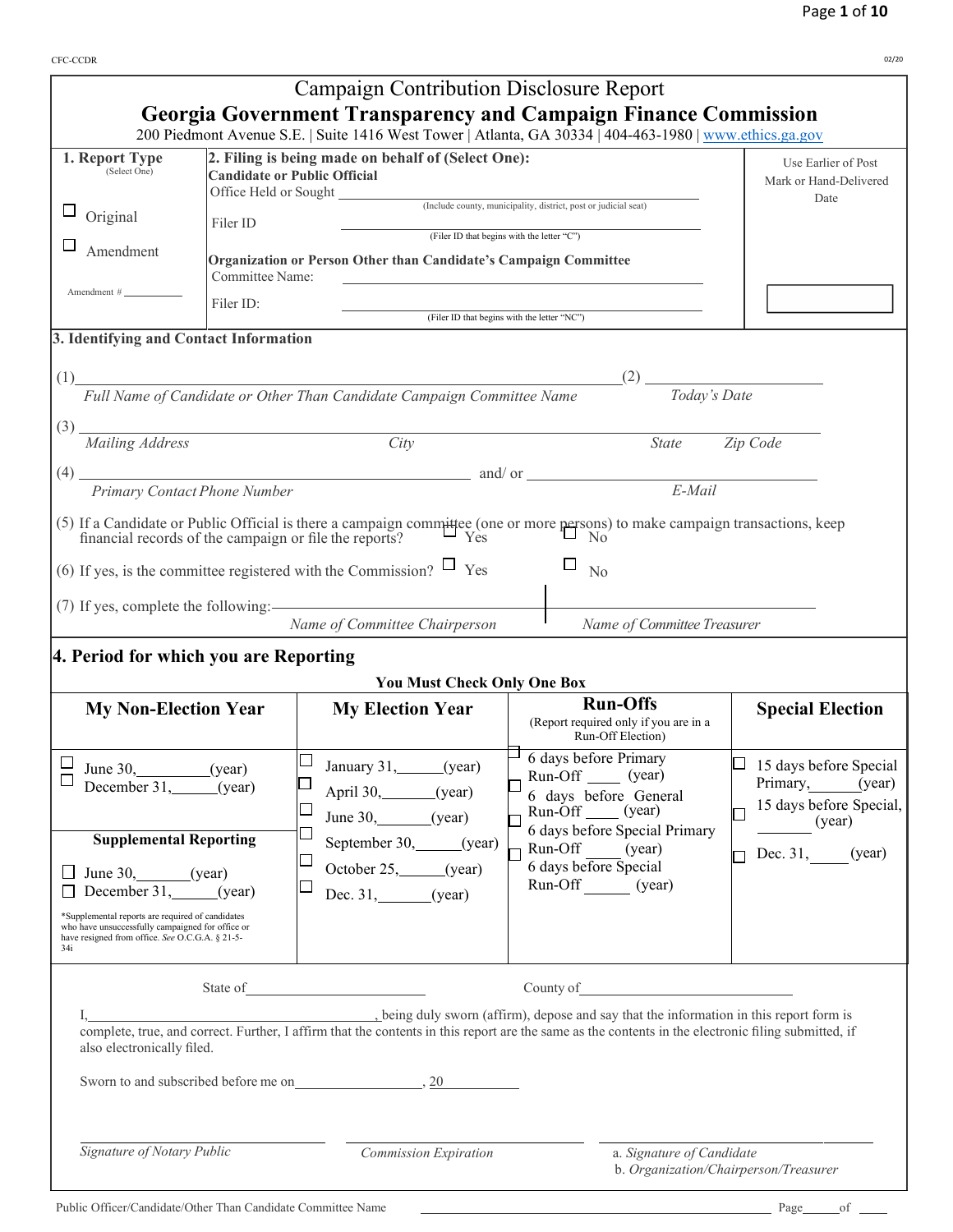CFC-CCDR 02/20

# Campaign Contribution Disclosure Report

## Georgia Government Transparency and Campaign Finance Commission

200 Piedmont Avenue S.E. | Suite 1416 West Tower | Atlanta, GA 30334 | 404-463-1980 | www.ethics.ga.gov

**1. Report Type** (Select One)

☐ Original

☐ Amendment

Amendment # ___________

**2. Filing is being made on behalf of (Select One):**

**Candidate or Public Official**

Office Held or Sought ______________________________ (Include county, municipality, district, post or judicial seat)

Filer ID ______________________________ (Filer ID that begins with the letter "C")

**Organization or Person Other than Candidate's Campaign Committee**

Committee Name: ______________________________

Filer ID: ______________________________ (Filer ID that begins with the letter "NC")

Use Earlier of Post Mark or Hand-Delivered Date

**3. Identifying and Contact Information**

(1) ______________________________ *Full Name of Candidate or Other Than Candidate Campaign Committee Name*

(2) ______________ *Today's Date*

(3) ______________________________ *Mailing Address* *City* *State* *Zip Code*

(4) ______________________________ *Primary Contact Phone Number* and/ or ______________________________ *E-Mail*

(5) If a Candidate or Public Official is there a campaign committee (one or more persons) to make campaign transactions, keep financial records of the campaign or file the reports? ☐ Yes ☐ No

(6) If yes, is the committee registered with the Commission? ☐ Yes ☐ No

(7) If yes, complete the following: ______________________________ *Name of Committee Chairperson* | ______________________________ *Name of Committee Treasurer*

**4. Period for which you are Reporting**

**You Must Check Only One Box**

| **My Non-Election Year** | **My Election Year** | **Run-Offs** (Report required only if you are in a Run-Off Election) | **Special Election** |
|---|---|---|---|
| ☐ June 30, ________(year)<br>☐ December 31, ______(year) | ☐ January 31, ______(year)<br>☐ April 30, _______(year)<br>☐ June 30, _______(year)<br>☐ September 30, ______(year)<br>☐ October 25, ______(year)<br>☐ Dec. 31, _______(year) | ☐ 6 days before Primary Run-Off ____ (year)<br>☐ 6 days before General Run-Off ____ (year)<br>☐ 6 days before Special Primary Run-Off _____ (year)<br>☐ 6 days before Special Run-Off ______ (year) | ☐ 15 days before Special Primary, ______(year)<br>☐ 15 days before Special, ______ (year)<br>☐ Dec. 31, _____ (year) |
| **Supplemental Reporting**<br>☐ June 30, _______(year)<br>☐ December 31, ______(year)<br>*Supplemental reports are required of candidates who have unsuccessfully campaigned for office or have resigned from office. *See* O.C.G.A. § 21-5-34i | | | |

State of ______________________ County of ______________________

I, ______________________________, being duly sworn (affirm), depose and say that the information in this report form is complete, true, and correct. Further, I affirm that the contents in this report are the same as the contents in the electronic filing submitted, if also electronically filed.

Sworn to and subscribed before me on ________________, 20 ________

______________________ *Signature of Notary Public*

______________________ *Commission Expiration*

______________________ a. *Signature of Candidate* b. *Organization/Chairperson/Treasurer*

Public Officer/Candidate/Other Than Candidate Committee Name ______________________________ Page_____of _____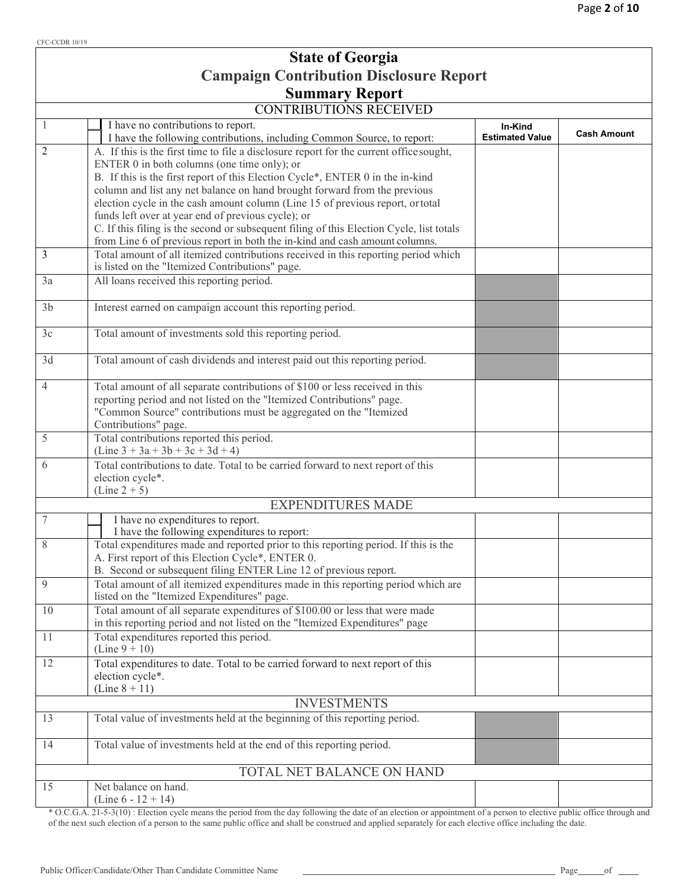CFC-CCDR 10/19

# State of Georgia
# Campaign Contribution Disclosure Report
## Summary Report

| | CONTRIBUTIONS RECEIVED | | |
|---|---|---|---|
| 1 | ☐ I have no contributions to report.<br>☐ I have the following contributions, including Common Source, to report: | **In-Kind Estimated Value** | **Cash Amount** |
| 2 | A. If this is the first time to file a disclosure report for the current office sought, ENTER 0 in both columns (one time only); or<br>B. If this is the first report of this Election Cycle*, ENTER 0 in the in-kind column and list any net balance on hand brought forward from the previous election cycle in the cash amount column (Line 15 of previous report, or total funds left over at year end of previous cycle); or<br>C. If this filing is the second or subsequent filing of this Election Cycle, list totals from Line 6 of previous report in both the in-kind and cash amount columns. | | |
| 3 | Total amount of all itemized contributions received in this reporting period which is listed on the "Itemized Contributions" page. | | |
| 3a | All loans received this reporting period. | | |
| 3b | Interest earned on campaign account this reporting period. | | |
| 3c | Total amount of investments sold this reporting period. | | |
| 3d | Total amount of cash dividends and interest paid out this reporting period. | | |
| 4 | Total amount of all separate contributions of $100 or less received in this reporting period and not listed on the "Itemized Contributions" page. "Common Source" contributions must be aggregated on the "Itemized Contributions" page. | | |
| 5 | Total contributions reported this period.<br>(Line 3 + 3a + 3b + 3c + 3d + 4) | | |
| 6 | Total contributions to date. Total to be carried forward to next report of this election cycle*.<br>(Line 2 + 5) | | |
| | EXPENDITURES MADE | | |
| 7 | ☐ I have no expenditures to report.<br>☐ I have the following expenditures to report: | | |
| 8 | Total expenditures made and reported prior to this reporting period. If this is the<br>A. First report of this Election Cycle*, ENTER 0.<br>B. Second or subsequent filing ENTER Line 12 of previous report. | | |
| 9 | Total amount of all itemized expenditures made in this reporting period which are listed on the "Itemized Expenditures" page. | | |
| 10 | Total amount of all separate expenditures of $100.00 or less that were made in this reporting period and not listed on the "Itemized Expenditures" page | | |
| 11 | Total expenditures reported this period.<br>(Line 9 + 10) | | |
| 12 | Total expenditures to date. Total to be carried forward to next report of this election cycle*.<br>(Line 8 + 11) | | |
| | INVESTMENTS | | |
| 13 | Total value of investments held at the beginning of this reporting period. | | |
| 14 | Total value of investments held at the end of this reporting period. | | |
| | TOTAL NET BALANCE ON HAND | | |
| 15 | Net balance on hand.<br>(Line 6 - 12 + 14) | | |

* O.C.G.A. 21-5-3(10) : Election cycle means the period from the day following the date of an election or appointment of a person to elective public office through and of the next such election of a person to the same public office and shall be construed and applied separately for each elective office including the date.

Public Officer/Candidate/Other Than Candidate Committee Name \_\_\_\_\_\_\_\_\_\_\_\_\_\_\_\_\_\_\_\_ Page\_\_\_\_of \_\_\_\_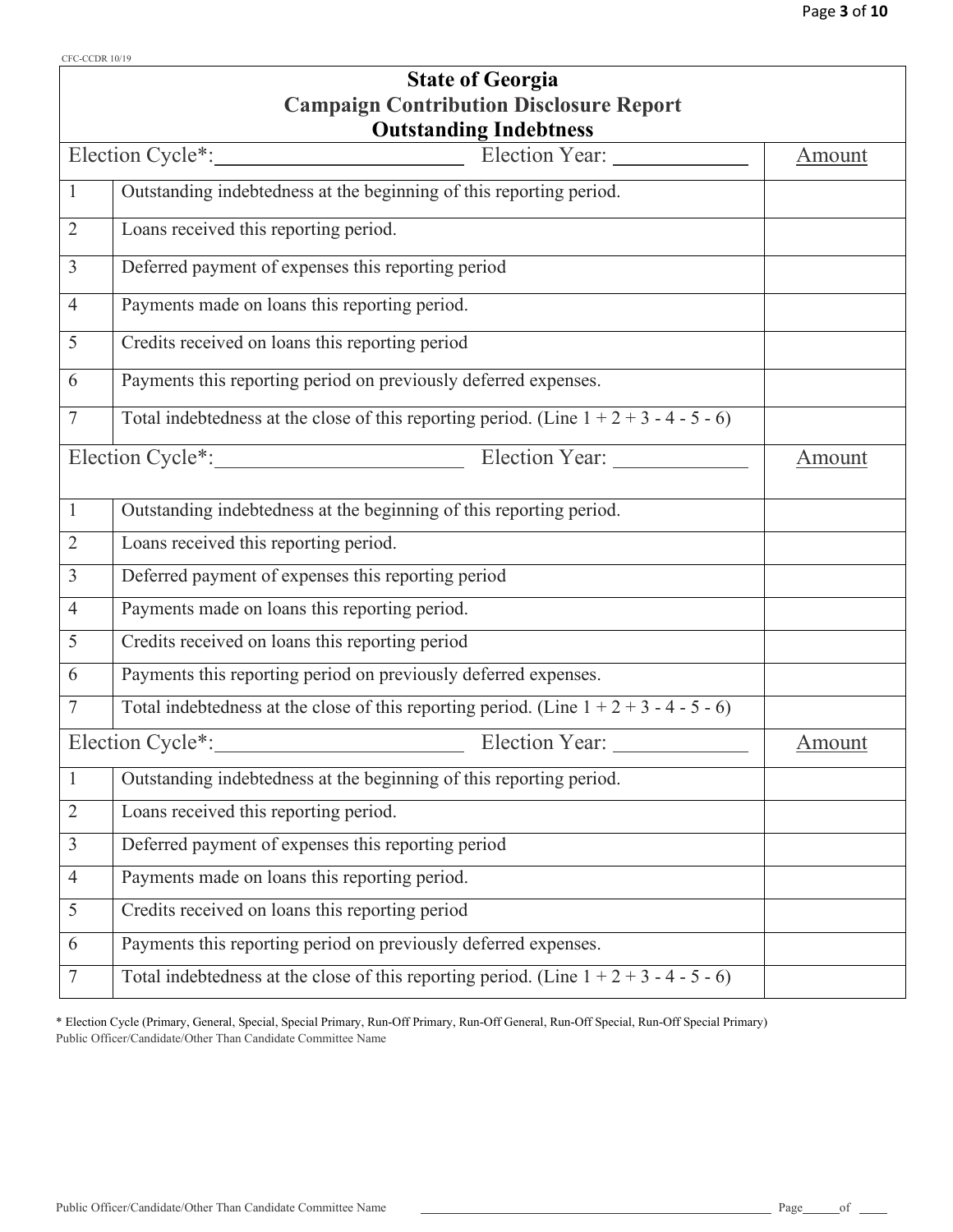CFC-CCDR 10/19

# State of Georgia
## Campaign Contribution Disclosure Report
### Outstanding Indebtness

| Election Cycle*: ______________ Election Year: __________ | | Amount |
|---|---|---|
| 1 | Outstanding indebtedness at the beginning of this reporting period. | |
| 2 | Loans received this reporting period. | |
| 3 | Deferred payment of expenses this reporting period | |
| 4 | Payments made on loans this reporting period. | |
| 5 | Credits received on loans this reporting period | |
| 6 | Payments this reporting period on previously deferred expenses. | |
| 7 | Total indebtedness at the close of this reporting period. (Line 1 + 2 + 3 - 4 - 5 - 6) | |

| Election Cycle*: ______________ Election Year: __________ | | Amount |
|---|---|---|
| 1 | Outstanding indebtedness at the beginning of this reporting period. | |
| 2 | Loans received this reporting period. | |
| 3 | Deferred payment of expenses this reporting period | |
| 4 | Payments made on loans this reporting period. | |
| 5 | Credits received on loans this reporting period | |
| 6 | Payments this reporting period on previously deferred expenses. | |
| 7 | Total indebtedness at the close of this reporting period. (Line 1 + 2 + 3 - 4 - 5 - 6) | |

| Election Cycle*: ______________ Election Year: __________ | | Amount |
|---|---|---|
| 1 | Outstanding indebtedness at the beginning of this reporting period. | |
| 2 | Loans received this reporting period. | |
| 3 | Deferred payment of expenses this reporting period | |
| 4 | Payments made on loans this reporting period. | |
| 5 | Credits received on loans this reporting period | |
| 6 | Payments this reporting period on previously deferred expenses. | |
| 7 | Total indebtedness at the close of this reporting period. (Line 1 + 2 + 3 - 4 - 5 - 6) | |

* Election Cycle (Primary, General, Special, Special Primary, Run-Off Primary, Run-Off General, Run-Off Special, Run-Off Special Primary)

Public Officer/Candidate/Other Than Candidate Committee Name

Public Officer/Candidate/Other Than Candidate Committee Name ______________________________ Page_____of ____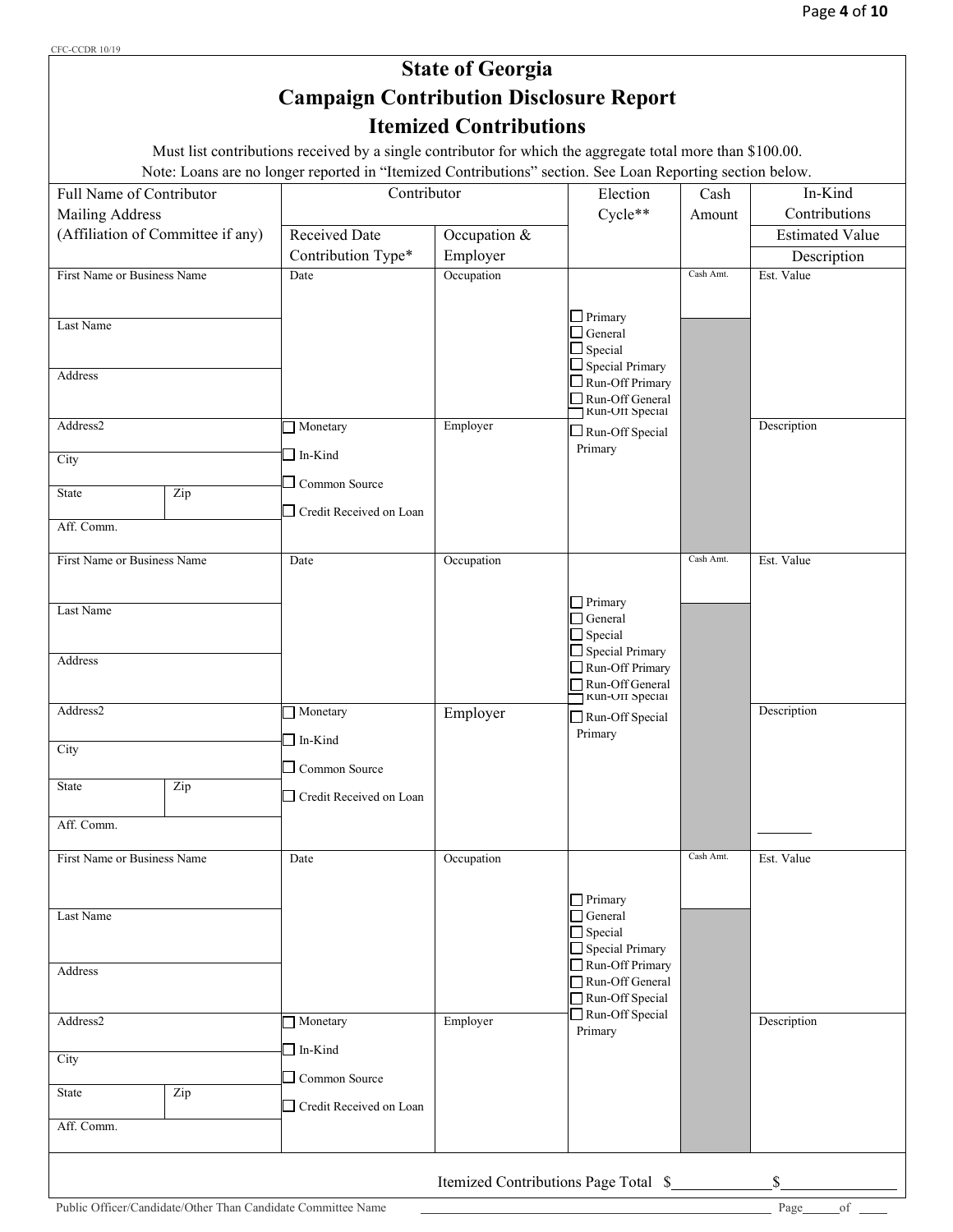CFC-CCDR 10/19

# State of Georgia
# Campaign Contribution Disclosure Report
# Itemized Contributions

Must list contributions received by a single contributor for which the aggregate total more than $100.00.

Note: Loans are no longer reported in "Itemized Contributions" section. See Loan Reporting section below.

| Full Name of Contributor<br>Mailing Address<br>(Affiliation of Committee if any) | Contributor | | Election Cycle** | Cash Amount | In-Kind Contributions |
|---|---|---|---|---|---|
| | Received Date<br>Contribution Type* | Occupation &<br>Employer | | | Estimated Value<br>Description |
| First Name or Business Name<br><br>Last Name<br><br>Address | Date | Occupation | ☐ Primary<br>☐ General<br>☐ Special<br>☐ Special Primary<br>☐ Run-Off Primary<br>☐ Run-Off General<br>☐ Run-Off Special<br>☐ Run-Off Special Primary | Cash Amt. | Est. Value |
| Address2<br><br>City<br><br>State / Zip<br><br>Aff. Comm. | ☐ Monetary<br>☐ In-Kind<br>☐ Common Source<br>☐ Credit Received on Loan | Employer | | | Description |
| First Name or Business Name<br><br>Last Name<br><br>Address | Date | Occupation | ☐ Primary<br>☐ General<br>☐ Special<br>☐ Special Primary<br>☐ Run-Off Primary<br>☐ Run-Off General<br>☐ Run-Off Special<br>☐ Run-Off Special Primary | Cash Amt. | Est. Value |
| Address2<br><br>City<br><br>State / Zip<br><br>Aff. Comm. | ☐ Monetary<br>☐ In-Kind<br>☐ Common Source<br>☐ Credit Received on Loan | Employer | | | Description |
| First Name or Business Name<br><br>Last Name<br><br>Address | Date | Occupation | ☐ Primary<br>☐ General<br>☐ Special<br>☐ Special Primary<br>☐ Run-Off Primary<br>☐ Run-Off General<br>☐ Run-Off Special<br>☐ Run-Off Special Primary | Cash Amt. | Est. Value |
| Address2<br><br>City<br><br>State / Zip<br><br>Aff. Comm. | ☐ Monetary<br>☐ In-Kind<br>☐ Common Source<br>☐ Credit Received on Loan | Employer | | | Description |

Itemized Contributions Page Total $____________ $______________

Public Officer/Candidate/Other Than Candidate Committee Name ______________________________ Page_____of ____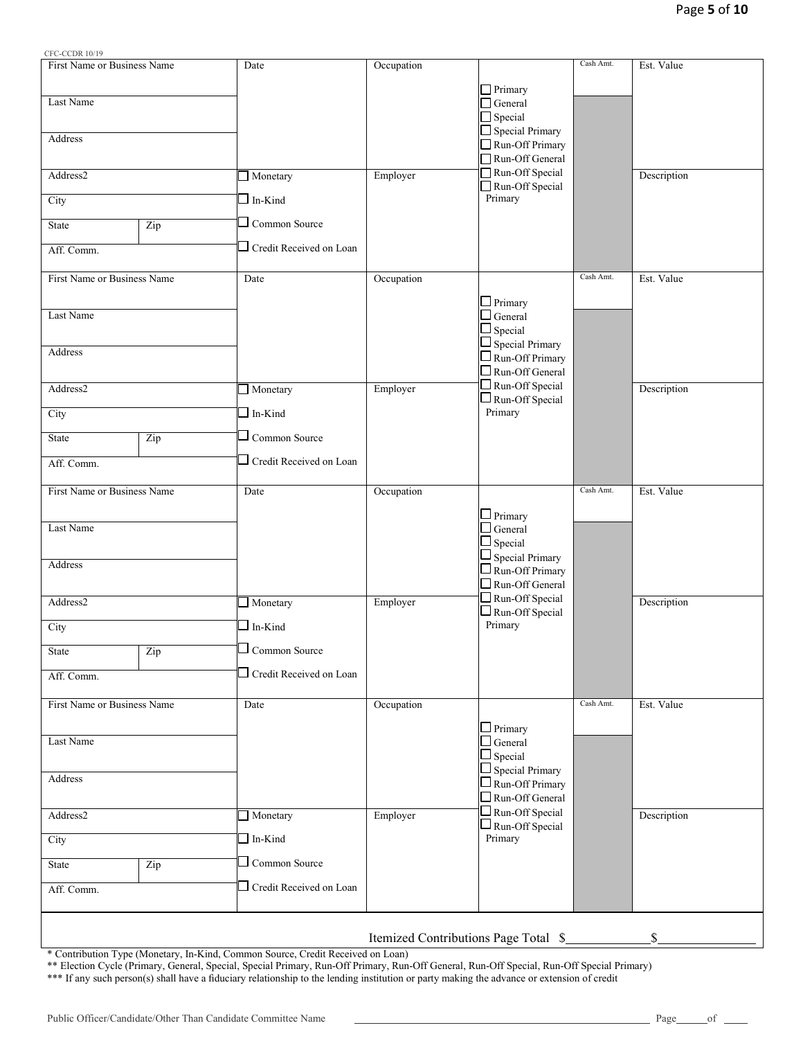CFC-CCDR 10/19

| First Name or Business Name | Date | Occupation | | Cash Amt. | Est. Value |
|---|---|---|---|---|---|
| Last Name | | | ☐ Primary ☐ General ☐ Special ☐ Special Primary ☐ Run-Off Primary ☐ Run-Off General ☐ Run-Off Special ☐ Run-Off Special Primary | | |
| Address | | | | | |
| Address2 | ☐ Monetary | Employer | | | Description |
| City | ☐ In-Kind | | | | |
| State \| Zip | ☐ Common Source | | | | |
| Aff. Comm. | ☐ Credit Received on Loan | | | | |

| First Name or Business Name | Date | Occupation | | Cash Amt. | Est. Value |
|---|---|---|---|---|---|
| Last Name | | | ☐ Primary ☐ General ☐ Special ☐ Special Primary ☐ Run-Off Primary ☐ Run-Off General ☐ Run-Off Special ☐ Run-Off Special Primary | | |
| Address | | | | | |
| Address2 | ☐ Monetary | Employer | | | Description |
| City | ☐ In-Kind | | | | |
| State \| Zip | ☐ Common Source | | | | |
| Aff. Comm. | ☐ Credit Received on Loan | | | | |

| First Name or Business Name | Date | Occupation | | Cash Amt. | Est. Value |
|---|---|---|---|---|---|
| Last Name | | | ☐ Primary ☐ General ☐ Special ☐ Special Primary ☐ Run-Off Primary ☐ Run-Off General ☐ Run-Off Special ☐ Run-Off Special Primary | | |
| Address | | | | | |
| Address2 | ☐ Monetary | Employer | | | Description |
| City | ☐ In-Kind | | | | |
| State \| Zip | ☐ Common Source | | | | |
| Aff. Comm. | ☐ Credit Received on Loan | | | | |

| First Name or Business Name | Date | Occupation | | Cash Amt. | Est. Value |
|---|---|---|---|---|---|
| Last Name | | | ☐ Primary ☐ General ☐ Special ☐ Special Primary ☐ Run-Off Primary ☐ Run-Off General ☐ Run-Off Special ☐ Run-Off Special Primary | | |
| Address | | | | | |
| Address2 | ☐ Monetary | Employer | | | Description |
| City | ☐ In-Kind | | | | |
| State \| Zip | ☐ Common Source | | | | |
| Aff. Comm. | ☐ Credit Received on Loan | | | | |

Itemized Contributions Page Total $\_\_\_\_\_\_\_\_\_\_\_\_ $\_\_\_\_\_\_\_\_\_\_\_\_

* Contribution Type (Monetary, In-Kind, Common Source, Credit Received on Loan)

** Election Cycle (Primary, General, Special, Special Primary, Run-Off Primary, Run-Off General, Run-Off Special, Run-Off Special Primary)

*** If any such person(s) shall have a fiduciary relationship to the lending institution or party making the advance or extension of credit

Public Officer/Candidate/Other Than Candidate Committee Name \_\_\_\_\_\_\_\_\_\_\_\_\_\_\_\_\_\_\_\_\_\_\_\_\_\_\_\_\_\_ Page\_\_\_\_\_of \_\_\_\_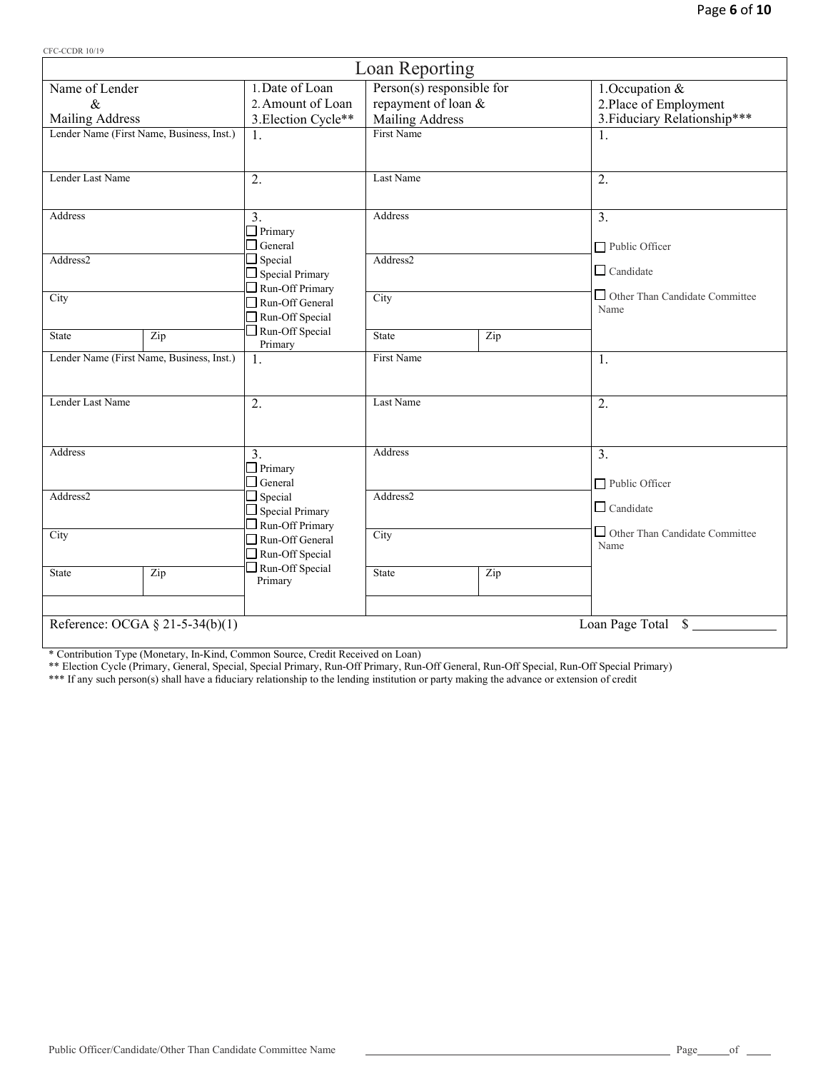CFC-CCDR 10/19

## Loan Reporting

| Name of Lender & Mailing Address | 1. Date of Loan 2. Amount of Loan 3. Election Cycle** | Person(s) responsible for repayment of loan & Mailing Address | | 1. Occupation & 2. Place of Employment 3. Fiduciary Relationship*** |
|---|---|---|---|---|
| Lender Name (First Name, Business, Inst.) | 1. | First Name | | 1. |
| Lender Last Name | 2. | Last Name | | 2. |
| Address | 3. ☐ Primary ☐ General | Address | | 3. ☐ Public Officer |
| Address2 | ☐ Special ☐ Special Primary ☐ Run-Off Primary | Address2 | | ☐ Candidate |
| City | ☐ Run-Off General ☐ Run-Off Special | City | | ☐ Other Than Candidate Committee Name |
| State / Zip | ☐ Run-Off Special Primary | State | Zip | |
| Lender Name (First Name, Business, Inst.) | 1. | First Name | | 1. |
| Lender Last Name | 2. | Last Name | | 2. |
| Address | 3. ☐ Primary ☐ General | Address | | 3. ☐ Public Officer |
| Address2 | ☐ Special ☐ Special Primary ☐ Run-Off Primary | Address2 | | ☐ Candidate |
| City | ☐ Run-Off General ☐ Run-Off Special | City | | ☐ Other Than Candidate Committee Name |
| State / Zip | ☐ Run-Off Special Primary | State | Zip | |

Reference: OCGA § 21-5-34(b)(1)

Loan Page Total $ ____________

* Contribution Type (Monetary, In-Kind, Common Source, Credit Received on Loan)

** Election Cycle (Primary, General, Special, Special Primary, Run-Off Primary, Run-Off General, Run-Off Special, Run-Off Special Primary)

*** If any such person(s) shall have a fiduciary relationship to the lending institution or party making the advance or extension of credit

Public Officer/Candidate/Other Than Candidate Committee Name ______________________ Page_____of ____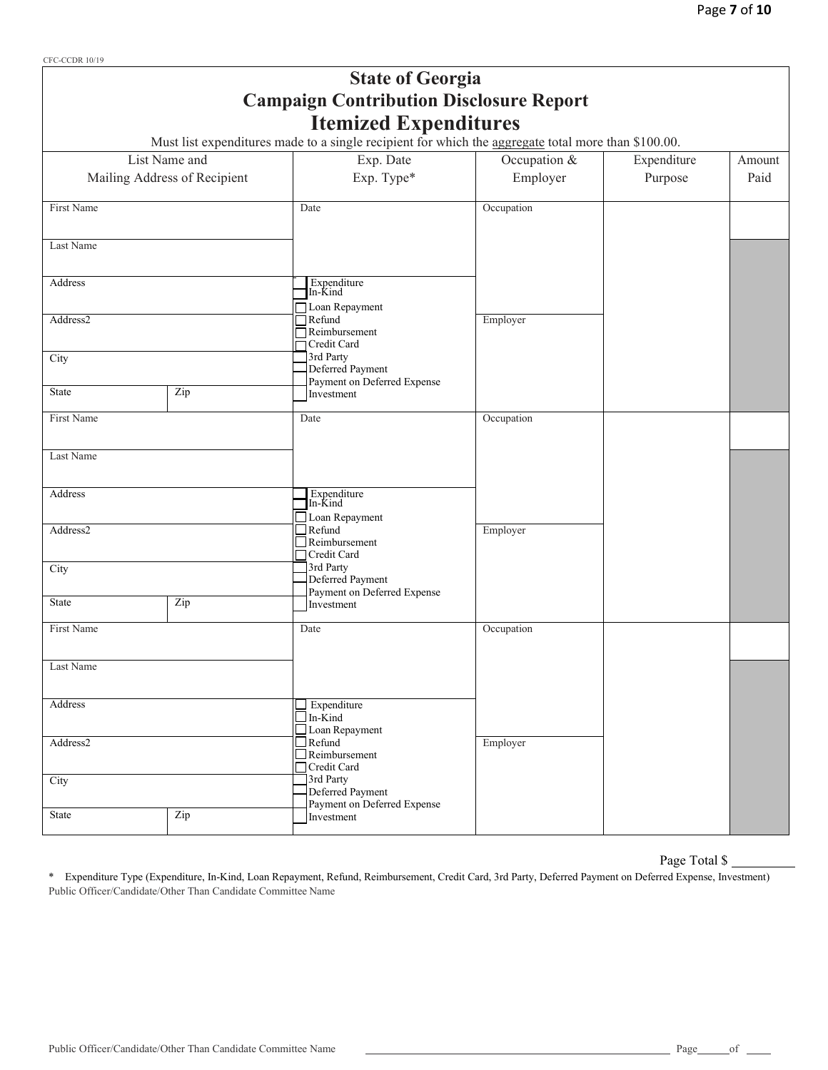CFC-CCDR 10/19

# State of Georgia
## Campaign Contribution Disclosure Report
## Itemized Expenditures

Must list expenditures made to a single recipient for which the aggregate total more than $100.00.

| List Name and Mailing Address of Recipient | | Exp. Date Exp. Type* | Occupation & Employer | Expenditure Purpose | Amount Paid |
|---|---|---|---|---|---|
| First Name | | Date | Occupation | | |
| Last Name | | | | | |
| Address | | ☐ Expenditure ☐ In-Kind ☐ Loan Repayment ☐ Refund ☐ Reimbursement ☐ Credit Card ☐ 3rd Party ☐ Deferred Payment ☐ Payment on Deferred Expense ☐ Investment | | | |
| Address2 | | | Employer | | |
| City | | | | | |
| State | Zip | | | | |
| First Name | | Date | Occupation | | |
| Last Name | | | | | |
| Address | | ☐ Expenditure ☐ In-Kind ☐ Loan Repayment ☐ Refund ☐ Reimbursement ☐ Credit Card ☐ 3rd Party ☐ Deferred Payment ☐ Payment on Deferred Expense ☐ Investment | | | |
| Address2 | | | Employer | | |
| City | | | | | |
| State | Zip | | | | |
| First Name | | Date | Occupation | | |
| Last Name | | | | | |
| Address | | ☐ Expenditure ☐ In-Kind ☐ Loan Repayment ☐ Refund ☐ Reimbursement ☐ Credit Card ☐ 3rd Party ☐ Deferred Payment ☐ Payment on Deferred Expense ☐ Investment | | | |
| Address2 | | | Employer | | |
| City | | | | | |
| State | Zip | | | | |

Page Total $ \_\_\_\_\_\_\_\_\_\_

\* Expenditure Type (Expenditure, In-Kind, Loan Repayment, Refund, Reimbursement, Credit Card, 3rd Party, Deferred Payment on Deferred Expense, Investment)

Public Officer/Candidate/Other Than Candidate Committee Name

Public Officer/Candidate/Other Than Candidate Committee Name \_\_\_\_\_\_\_\_\_\_\_\_\_\_\_\_\_\_\_\_\_\_\_\_\_\_\_\_\_\_ Page\_\_\_\_\_of \_\_\_\_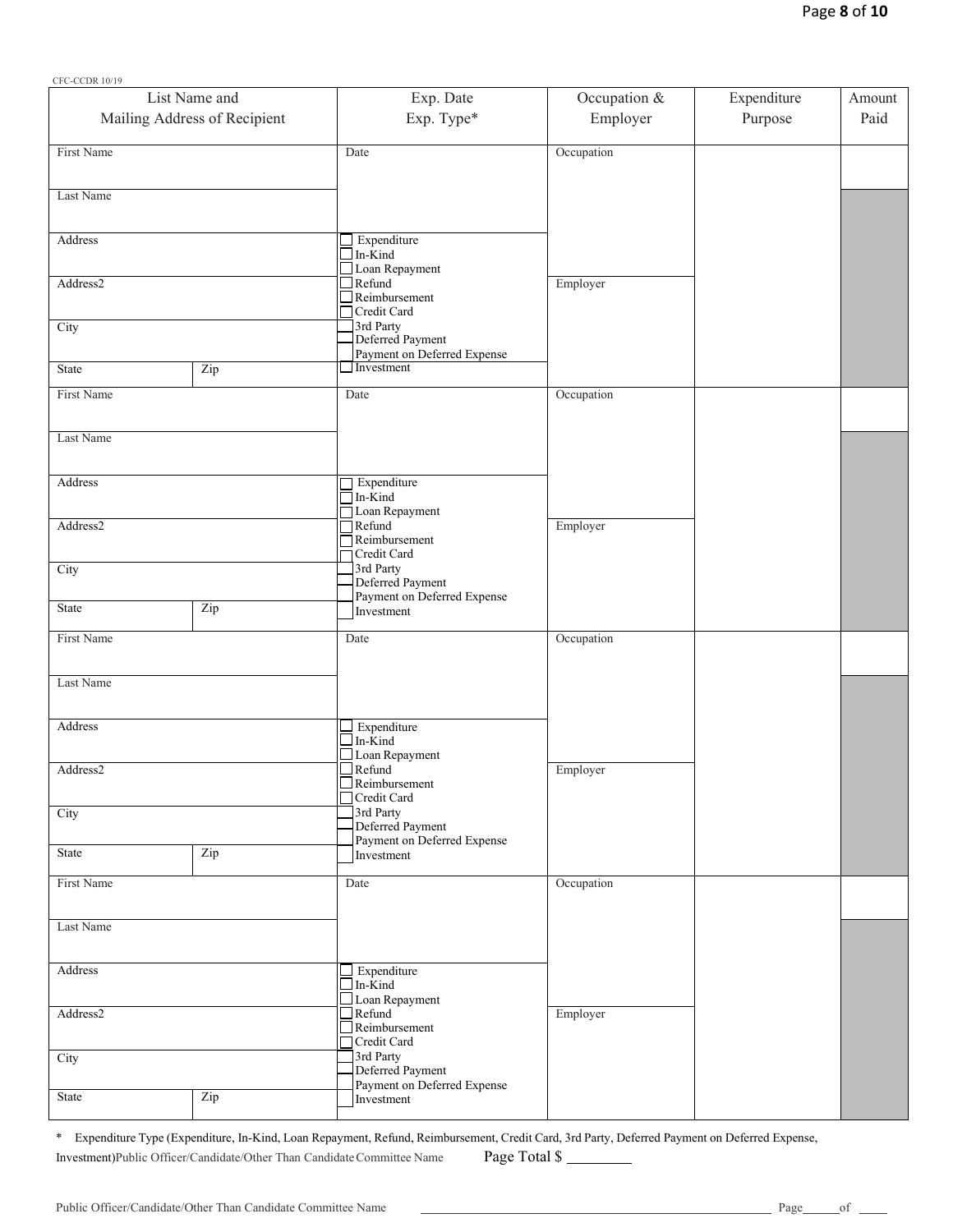CFC-CCDR 10/19

| List Name and Mailing Address of Recipient | | Exp. Date Exp. Type* | Occupation & Employer | Expenditure Purpose | Amount Paid |
|---|---|---|---|---|---|
| First Name | | Date | Occupation | | |
| Last Name | | | | | |
| Address | | ☐ Expenditure ☐ In-Kind ☐ Loan Repayment | | | |
| Address2 | | ☐ Refund ☐ Reimbursement ☐ Credit Card | Employer | | |
| City | | ☐ 3rd Party ☐ Deferred Payment ☐ Payment on Deferred Expense | | | |
| State | Zip | ☐ Investment | | | |
| First Name | | Date | Occupation | | |
| Last Name | | | | | |
| Address | | ☐ Expenditure ☐ In-Kind ☐ Loan Repayment | | | |
| Address2 | | ☐ Refund ☐ Reimbursement ☐ Credit Card | Employer | | |
| City | | ☐ 3rd Party ☐ Deferred Payment ☐ Payment on Deferred Expense | | | |
| State | Zip | ☐ Investment | | | |
| First Name | | Date | Occupation | | |
| Last Name | | | | | |
| Address | | ☐ Expenditure ☐ In-Kind ☐ Loan Repayment | | | |
| Address2 | | ☐ Refund ☐ Reimbursement ☐ Credit Card | Employer | | |
| City | | ☐ 3rd Party ☐ Deferred Payment ☐ Payment on Deferred Expense | | | |
| State | Zip | ☐ Investment | | | |
| First Name | | Date | Occupation | | |
| Last Name | | | | | |
| Address | | ☐ Expenditure ☐ In-Kind ☐ Loan Repayment | | | |
| Address2 | | ☐ Refund ☐ Reimbursement ☐ Credit Card | Employer | | |
| City | | ☐ 3rd Party ☐ Deferred Payment ☐ Payment on Deferred Expense | | | |
| State | Zip | ☐ Investment | | | |

* Expenditure Type (Expenditure, In-Kind, Loan Repayment, Refund, Reimbursement, Credit Card, 3rd Party, Deferred Payment on Deferred Expense, Investment)Public Officer/Candidate/Other Than Candidate Committee Name    Page Total $ ________

Public Officer/Candidate/Other Than Candidate Committee Name ______________________________ Page_____of ____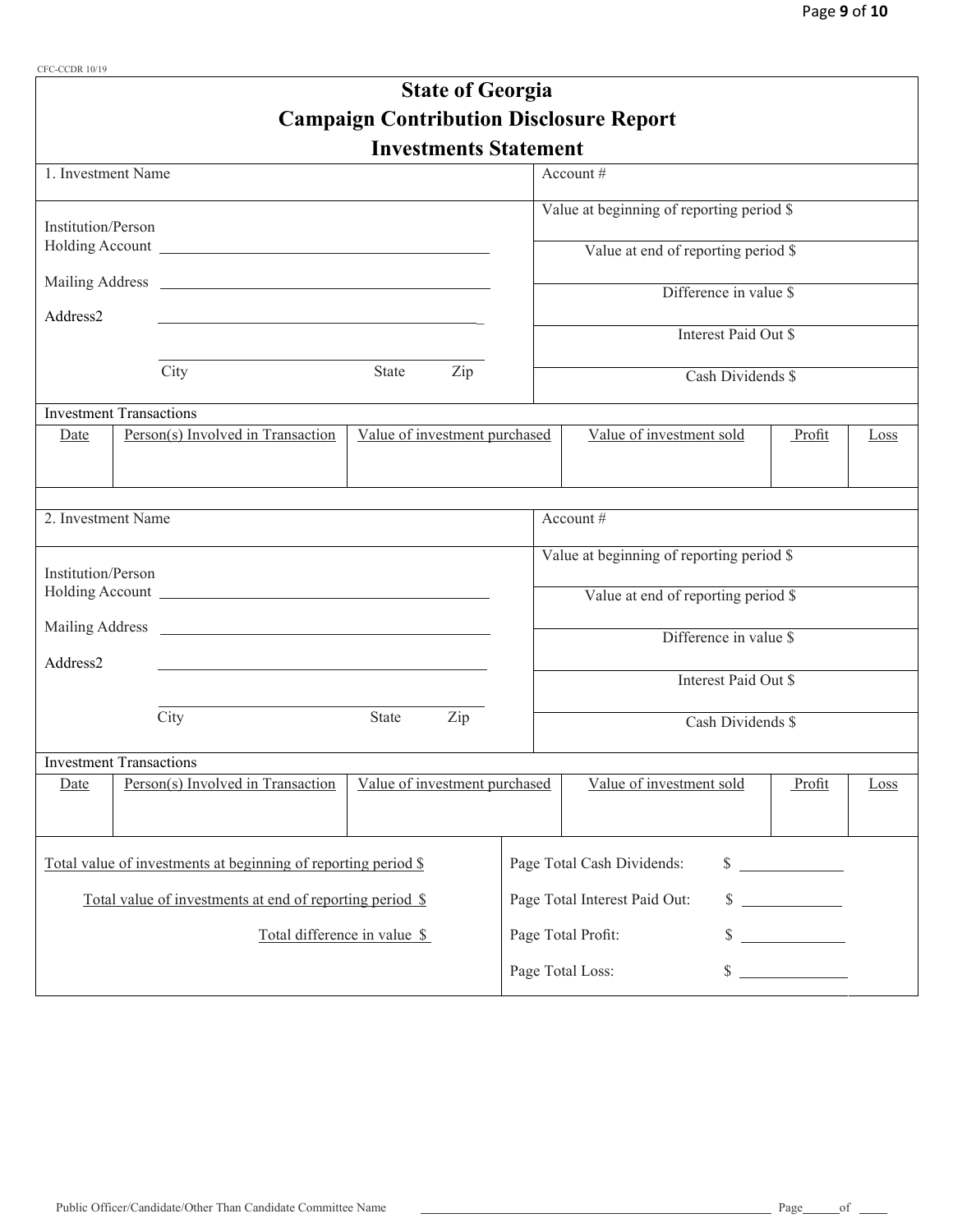CFC-CCDR 10/19

# State of Georgia
## Campaign Contribution Disclosure Report
## Investments Statement

| 1. Investment Name | Account # |
|---|---|
| Institution/Person Holding Account ______ | Value at beginning of reporting period $ |
| Mailing Address ______ | Value at end of reporting period $ |
| Address2 ______ | Difference in value $ |
| | Interest Paid Out $ |
| City State Zip | Cash Dividends $ |

Investment Transactions

| Date | Person(s) Involved in Transaction | Value of investment purchased | Value of investment sold | Profit | Loss |
|---|---|---|---|---|---|
| | | | | | |

| 2. Investment Name | Account # |
|---|---|
| Institution/Person Holding Account ______ | Value at beginning of reporting period $ |
| Mailing Address ______ | Value at end of reporting period $ |
| Address2 ______ | Difference in value $ |
| | Interest Paid Out $ |
| City State Zip | Cash Dividends $ |

Investment Transactions

| Date | Person(s) Involved in Transaction | Value of investment purchased | Value of investment sold | Profit | Loss |
|---|---|---|---|---|---|
| | | | | | |

| | |
|---|---|
| Total value of investments at beginning of reporting period $ | Page Total Cash Dividends: $ ______ |
| Total value of investments at end of reporting period $ | Page Total Interest Paid Out: $ ______ |
| Total difference in value $ | Page Total Profit: $ ______ |
| | Page Total Loss: $ ______ |

Public Officer/Candidate/Other Than Candidate Committee Name ______ Page ____ of ____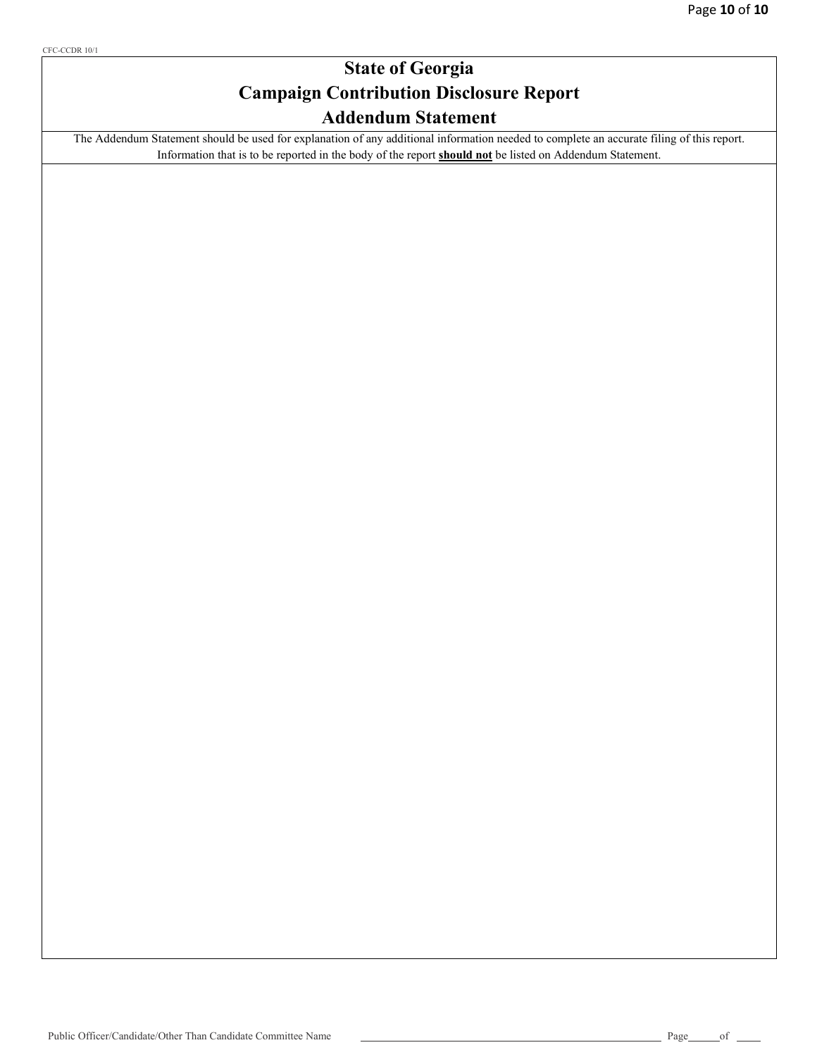CFC-CCDR 10/1

# State of Georgia
# Campaign Contribution Disclosure Report
# Addendum Statement

The Addendum Statement should be used for explanation of any additional information needed to complete an accurate filing of this report. Information that is to be reported in the body of the report **should not** be listed on Addendum Statement.

Public Officer/Candidate/Other Than Candidate Committee Name \_\_\_\_\_\_\_\_\_\_\_\_\_\_\_\_\_\_\_\_\_\_\_\_\_\_\_\_\_\_\_\_\_\_\_\_\_\_\_\_ Page\_\_\_\_\_of \_\_\_\_